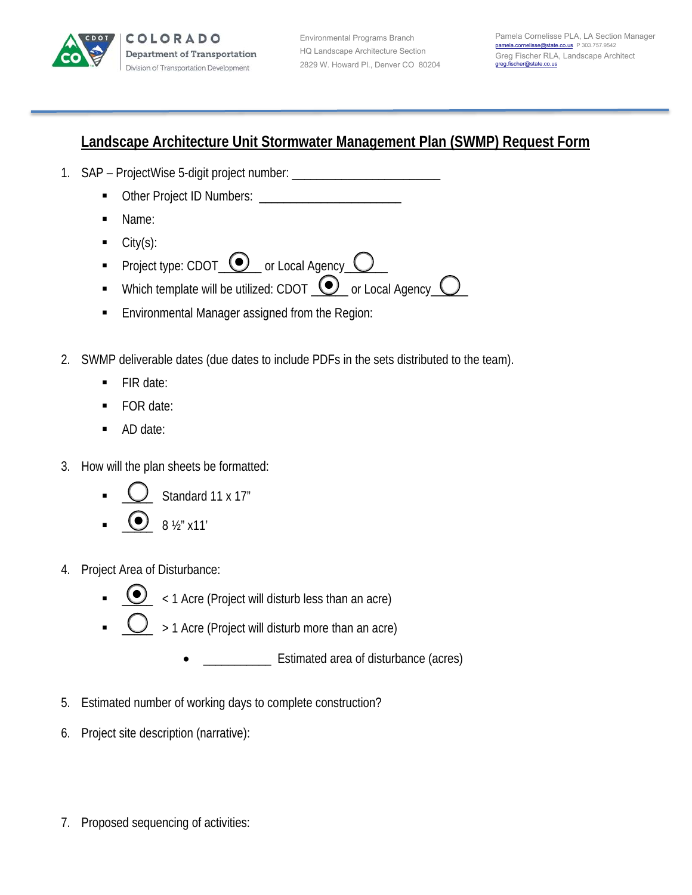COLORADO
Department of Transportation
Division of Transportation Development

Environmental Programs Branch
HQ Landscape Architecture Section
2829 W. Howard Pl., Denver CO 80204

Pamela Cornelisse PLA, LA Section Manager
pamela.cornelisse@state.co.us P 303.757.9542
Greg Fischer RLA, Landscape Architect
greg.fischer@state.co.us

# Landscape Architecture Unit Stormwater Management Plan (SWMP) Request Form

1. SAP – ProjectWise 5-digit project number: _______________________
   - Other Project ID Numbers: ______________________
   - Name:
   - City(s):
   - Project type: CDOT (●) or Local Agency ( )
   - Which template will be utilized: CDOT (●) or Local Agency ( )
   - Environmental Manager assigned from the Region:

2. SWMP deliverable dates (due dates to include PDFs in the sets distributed to the team).
   - FIR date:
   - FOR date:
   - AD date:

3. How will the plan sheets be formatted:
   - ( ) Standard 11 x 17"
   - (●) 8 ½" x11'

4. Project Area of Disturbance:
   - (●) < 1 Acre (Project will disturb less than an acre)
   - ( ) > 1 Acre (Project will disturb more than an acre)
     - __________ Estimated area of disturbance (acres)

5. Estimated number of working days to complete construction?

6. Project site description (narrative):

7. Proposed sequencing of activities: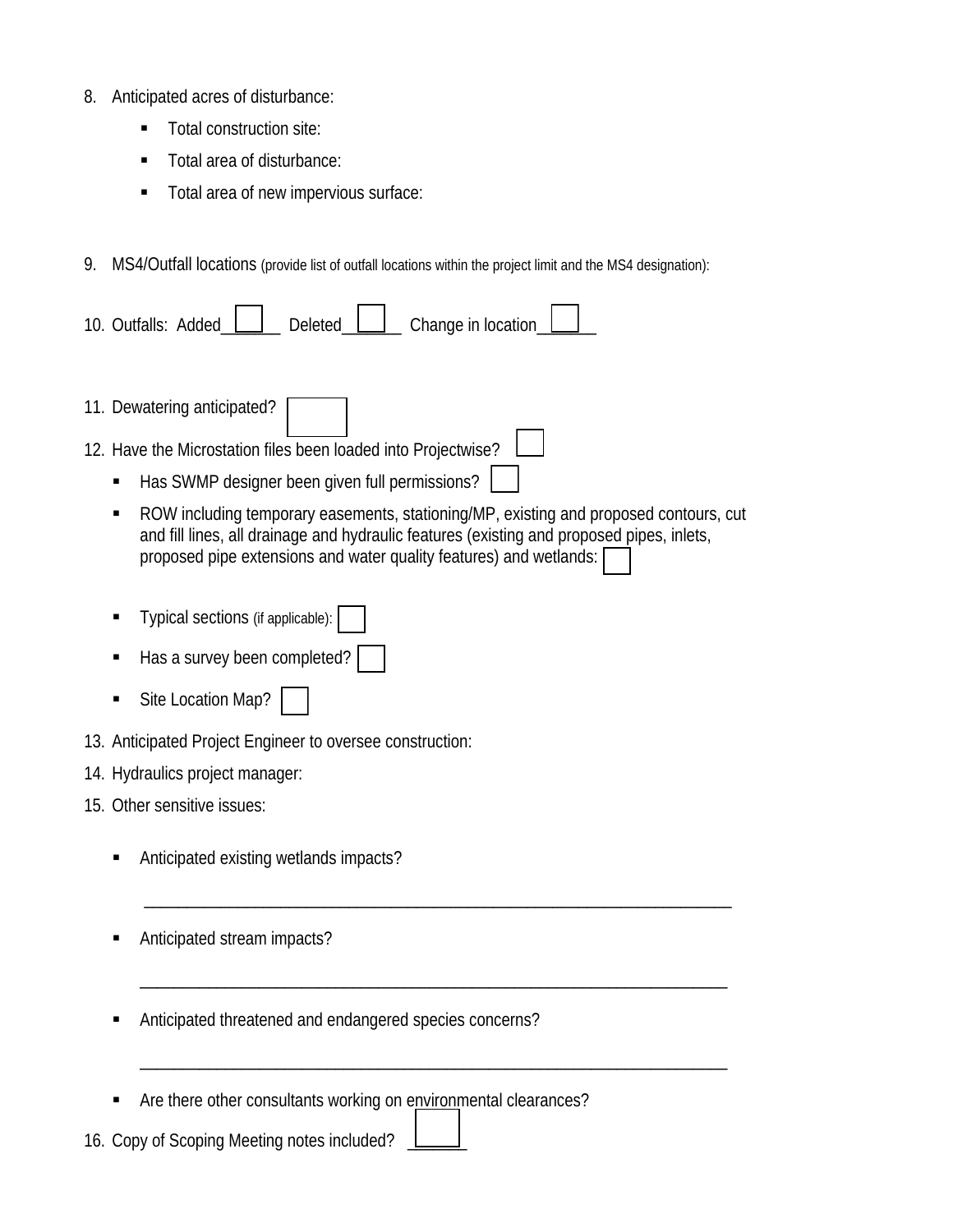8. Anticipated acres of disturbance:
   - Total construction site:
   - Total area of disturbance:
   - Total area of new impervious surface:

9. MS4/Outfall locations (provide list of outfall locations within the project limit and the MS4 designation):

10. Outfalls: Added ☐ Deleted ☐ Change in location ☐

11. Dewatering anticipated? ☐

12. Have the Microstation files been loaded into Projectwise? ☐
    - Has SWMP designer been given full permissions? ☐
    - ROW including temporary easements, stationing/MP, existing and proposed contours, cut and fill lines, all drainage and hydraulic features (existing and proposed pipes, inlets, proposed pipe extensions and water quality features) and wetlands: ☐
    - Typical sections (if applicable): ☐
    - Has a survey been completed? ☐
    - Site Location Map? ☐

13. Anticipated Project Engineer to oversee construction:

14. Hydraulics project manager:

15. Other sensitive issues:
    - Anticipated existing wetlands impacts?

      ______________________________________________________________________

    - Anticipated stream impacts?

      ______________________________________________________________________

    - Anticipated threatened and endangered species concerns?

      ______________________________________________________________________

    - Are there other consultants working on environmental clearances?

16. Copy of Scoping Meeting notes included? ☐